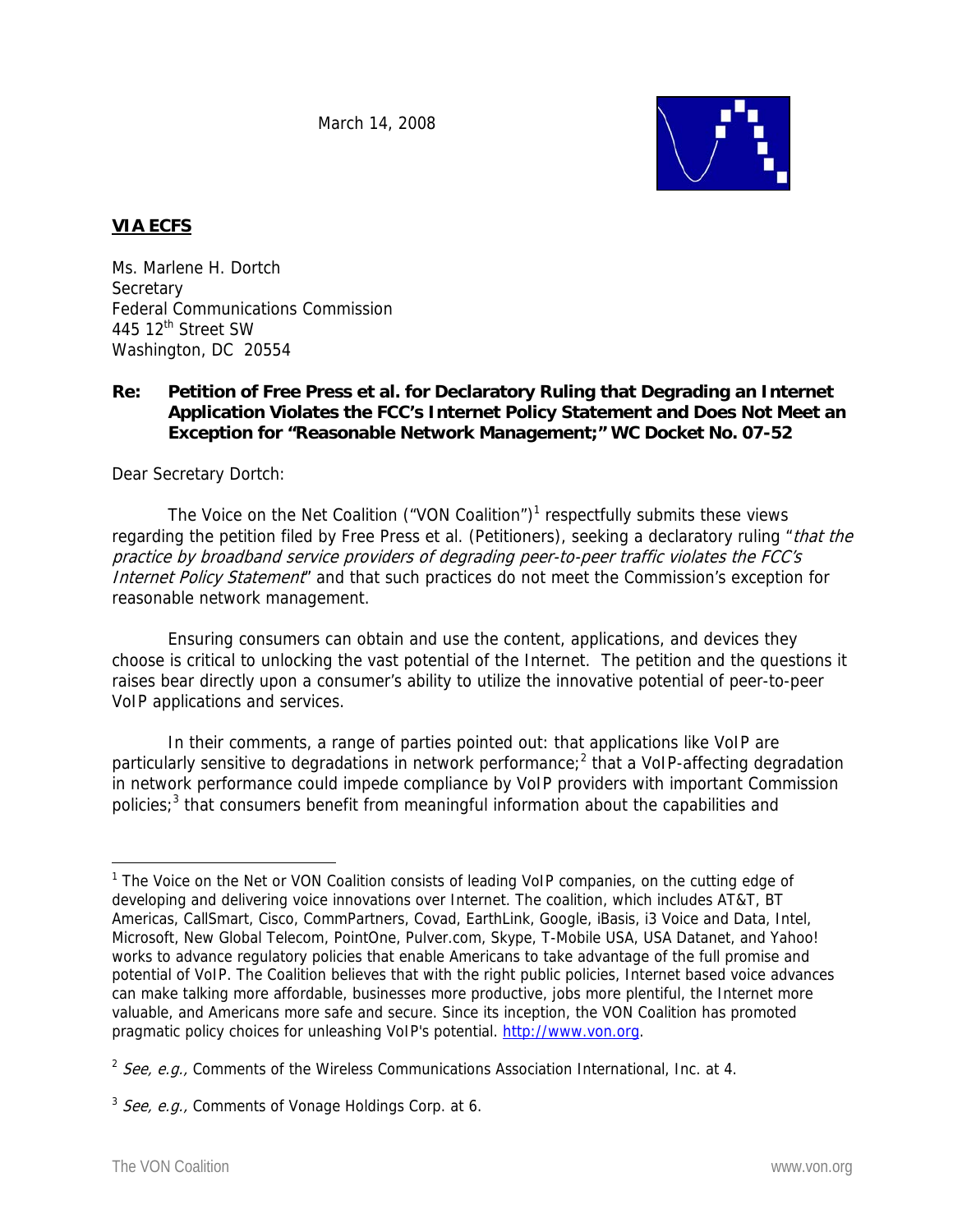March 14, 2008

**VIA ECFS**

Ms. Marlene H. Dortch
Secretary
Federal Communications Commission
445 12th Street SW
Washington, DC 20554

**Re: Petition of Free Press et al. for Declaratory Ruling that Degrading an Internet Application Violates the FCC's Internet Policy Statement and Does Not Meet an Exception for "Reasonable Network Management;" WC Docket No. 07-52**

Dear Secretary Dortch:

The Voice on the Net Coalition ("VON Coalition")[1] respectfully submits these views regarding the petition filed by Free Press et al. (Petitioners), seeking a declaratory ruling "*that the practice by broadband service providers of degrading peer-to-peer traffic violates the FCC's Internet Policy Statement*" and that such practices do not meet the Commission's exception for reasonable network management.

Ensuring consumers can obtain and use the content, applications, and devices they choose is critical to unlocking the vast potential of the Internet. The petition and the questions it raises bear directly upon a consumer's ability to utilize the innovative potential of peer-to-peer VoIP applications and services.

In their comments, a range of parties pointed out: that applications like VoIP are particularly sensitive to degradations in network performance;[2] that a VoIP-affecting degradation in network performance could impede compliance by VoIP providers with important Commission policies;[3] that consumers benefit from meaningful information about the capabilities and

---

[1] The Voice on the Net or VON Coalition consists of leading VoIP companies, on the cutting edge of developing and delivering voice innovations over Internet. The coalition, which includes AT&T, BT Americas, CallSmart, Cisco, CommPartners, Covad, EarthLink, Google, iBasis, i3 Voice and Data, Intel, Microsoft, New Global Telecom, PointOne, Pulver.com, Skype, T-Mobile USA, USA Datanet, and Yahoo! works to advance regulatory policies that enable Americans to take advantage of the full promise and potential of VoIP. The Coalition believes that with the right public policies, Internet based voice advances can make talking more affordable, businesses more productive, jobs more plentiful, the Internet more valuable, and Americans more safe and secure. Since its inception, the VON Coalition has promoted pragmatic policy choices for unleashing VoIP's potential. http://www.von.org.

[2] *See, e.g.,* Comments of the Wireless Communications Association International, Inc. at 4.

[3] *See, e.g.,* Comments of Vonage Holdings Corp. at 6.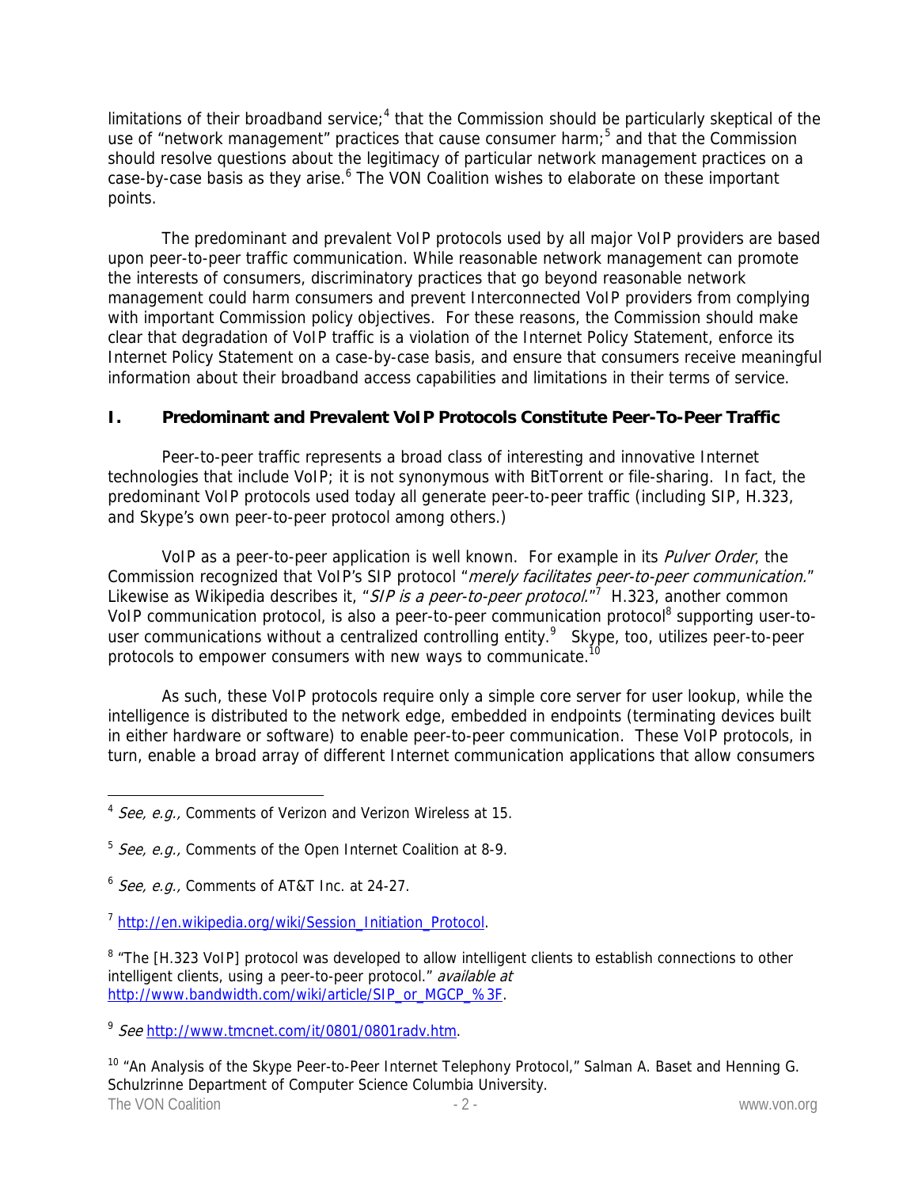limitations of their broadband service;[4] that the Commission should be particularly skeptical of the use of "network management" practices that cause consumer harm;[5] and that the Commission should resolve questions about the legitimacy of particular network management practices on a case-by-case basis as they arise.[6] The VON Coalition wishes to elaborate on these important points.

The predominant and prevalent VoIP protocols used by all major VoIP providers are based upon peer-to-peer traffic communication. While reasonable network management can promote the interests of consumers, discriminatory practices that go beyond reasonable network management could harm consumers and prevent Interconnected VoIP providers from complying with important Commission policy objectives. For these reasons, the Commission should make clear that degradation of VoIP traffic is a violation of the Internet Policy Statement, enforce its Internet Policy Statement on a case-by-case basis, and ensure that consumers receive meaningful information about their broadband access capabilities and limitations in their terms of service.

## I. Predominant and Prevalent VoIP Protocols Constitute Peer-To-Peer Traffic

Peer-to-peer traffic represents a broad class of interesting and innovative Internet technologies that include VoIP; it is not synonymous with BitTorrent or file-sharing. In fact, the predominant VoIP protocols used today all generate peer-to-peer traffic (including SIP, H.323, and Skype's own peer-to-peer protocol among others.)

VoIP as a peer-to-peer application is well known. For example in its *Pulver Order*, the Commission recognized that VoIP's SIP protocol "*merely facilitates peer-to-peer communication.*" Likewise as Wikipedia describes it, "*SIP is a peer-to-peer protocol.*"[7] H.323, another common VoIP communication protocol, is also a peer-to-peer communication protocol[8] supporting user-to-user communications without a centralized controlling entity.[9] Skype, too, utilizes peer-to-peer protocols to empower consumers with new ways to communicate.[10]

As such, these VoIP protocols require only a simple core server for user lookup, while the intelligence is distributed to the network edge, embedded in endpoints (terminating devices built in either hardware or software) to enable peer-to-peer communication. These VoIP protocols, in turn, enable a broad array of different Internet communication applications that allow consumers

---

[4] *See, e.g.,* Comments of Verizon and Verizon Wireless at 15.

[5] *See, e.g.,* Comments of the Open Internet Coalition at 8-9.

[6] *See, e.g.,* Comments of AT&T Inc. at 24-27.

[7] http://en.wikipedia.org/wiki/Session_Initiation_Protocol.

[8] "The [H.323 VoIP] protocol was developed to allow intelligent clients to establish connections to other intelligent clients, using a peer-to-peer protocol." *available at* http://www.bandwidth.com/wiki/article/SIP_or_MGCP_%3F.

[9] *See* http://www.tmcnet.com/it/0801/0801radv.htm.

[10] "An Analysis of the Skype Peer-to-Peer Internet Telephony Protocol," Salman A. Baset and Henning G. Schulzrinne Department of Computer Science Columbia University.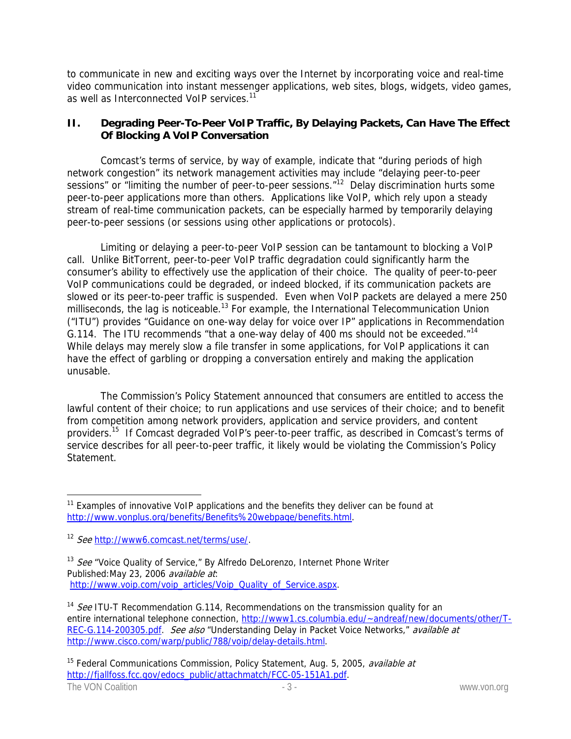to communicate in new and exciting ways over the Internet by incorporating voice and real-time video communication into instant messenger applications, web sites, blogs, widgets, video games, as well as Interconnected VoIP services.[11]

## II. Degrading Peer-To-Peer VoIP Traffic, By Delaying Packets, Can Have The Effect Of Blocking A VoIP Conversation

Comcast's terms of service, by way of example, indicate that "during periods of high network congestion" its network management activities may include "delaying peer-to-peer sessions" or "limiting the number of peer-to-peer sessions."[12] Delay discrimination hurts some peer-to-peer applications more than others. Applications like VoIP, which rely upon a steady stream of real-time communication packets, can be especially harmed by temporarily delaying peer-to-peer sessions (or sessions using other applications or protocols).

Limiting or delaying a peer-to-peer VoIP session can be tantamount to blocking a VoIP call. Unlike BitTorrent, peer-to-peer VoIP traffic degradation could significantly harm the consumer's ability to effectively use the application of their choice. The quality of peer-to-peer VoIP communications could be degraded, or indeed blocked, if its communication packets are slowed or its peer-to-peer traffic is suspended. Even when VoIP packets are delayed a mere 250 milliseconds, the lag is noticeable.[13] For example, the International Telecommunication Union ("ITU") provides "Guidance on one-way delay for voice over IP" applications in Recommendation G.114. The ITU recommends "that a one-way delay of 400 ms should not be exceeded."[14] While delays may merely slow a file transfer in some applications, for VoIP applications it can have the effect of garbling or dropping a conversation entirely and making the application unusable.

The Commission's Policy Statement announced that consumers are entitled to access the lawful content of their choice; to run applications and use services of their choice; and to benefit from competition among network providers, application and service providers, and content providers.[15] If Comcast degraded VoIP's peer-to-peer traffic, as described in Comcast's terms of service describes for all peer-to-peer traffic, it likely would be violating the Commission's Policy Statement.

---

[11] Examples of innovative VoIP applications and the benefits they deliver can be found at http://www.vonplus.org/benefits/Benefits%20webpage/benefits.html.

[12] *See* http://www6.comcast.net/terms/use/.

[13] *See* "Voice Quality of Service," By Alfredo DeLorenzo, Internet Phone Writer Published:May 23, 2006 *available at*: http://www.voip.com/voip_articles/Voip_Quality_of_Service.aspx.

[14] *See* ITU-T Recommendation G.114, Recommendations on the transmission quality for an entire international telephone connection, http://www1.cs.columbia.edu/~andreaf/new/documents/other/T-REC-G.114-200305.pdf. *See also* "Understanding Delay in Packet Voice Networks," *available at* http://www.cisco.com/warp/public/788/voip/delay-details.html.

[15] Federal Communications Commission, Policy Statement, Aug. 5, 2005, *available at* http://fjallfoss.fcc.gov/edocs_public/attachmatch/FCC-05-151A1.pdf.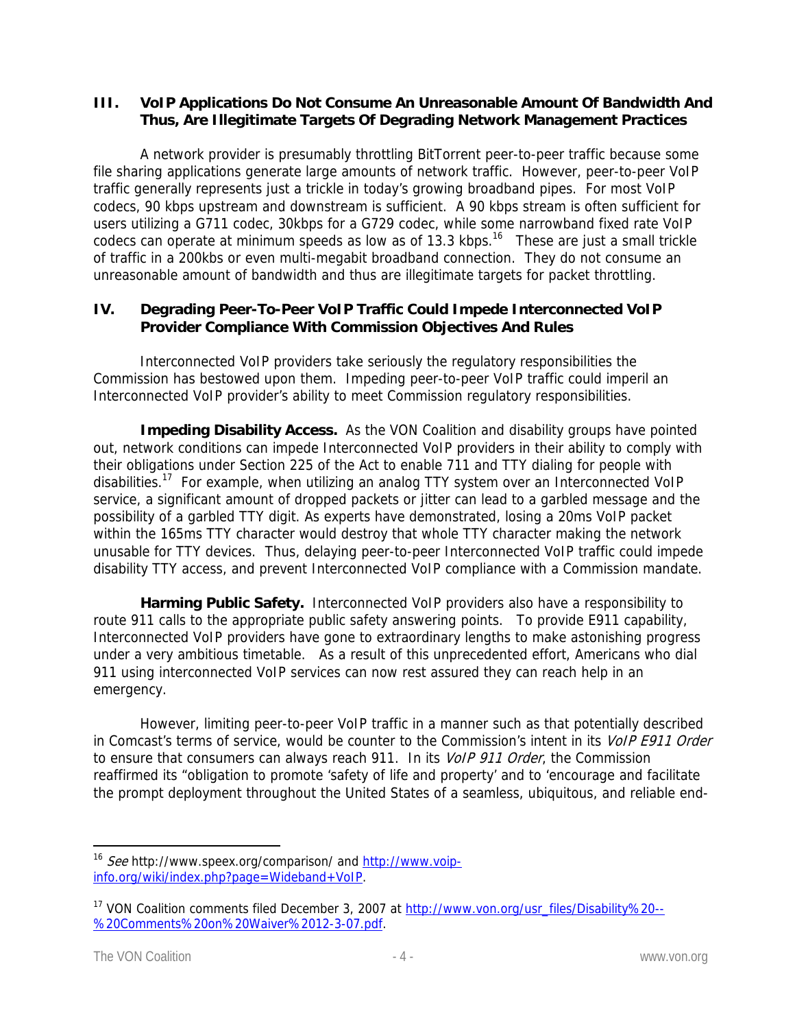## III. VoIP Applications Do Not Consume An Unreasonable Amount Of Bandwidth And Thus, Are Illegitimate Targets Of Degrading Network Management Practices

A network provider is presumably throttling BitTorrent peer-to-peer traffic because some file sharing applications generate large amounts of network traffic. However, peer-to-peer VoIP traffic generally represents just a trickle in today's growing broadband pipes. For most VoIP codecs, 90 kbps upstream and downstream is sufficient. A 90 kbps stream is often sufficient for users utilizing a G711 codec, 30kbps for a G729 codec, while some narrowband fixed rate VoIP codecs can operate at minimum speeds as low as of 13.3 kbps.[16] These are just a small trickle of traffic in a 200kbs or even multi-megabit broadband connection. They do not consume an unreasonable amount of bandwidth and thus are illegitimate targets for packet throttling.

## IV. Degrading Peer-To-Peer VoIP Traffic Could Impede Interconnected VoIP Provider Compliance With Commission Objectives And Rules

Interconnected VoIP providers take seriously the regulatory responsibilities the Commission has bestowed upon them. Impeding peer-to-peer VoIP traffic could imperil an Interconnected VoIP provider's ability to meet Commission regulatory responsibilities.

**Impeding Disability Access.** As the VON Coalition and disability groups have pointed out, network conditions can impede Interconnected VoIP providers in their ability to comply with their obligations under Section 225 of the Act to enable 711 and TTY dialing for people with disabilities.[17] For example, when utilizing an analog TTY system over an Interconnected VoIP service, a significant amount of dropped packets or jitter can lead to a garbled message and the possibility of a garbled TTY digit. As experts have demonstrated, losing a 20ms VoIP packet within the 165ms TTY character would destroy that whole TTY character making the network unusable for TTY devices. Thus, delaying peer-to-peer Interconnected VoIP traffic could impede disability TTY access, and prevent Interconnected VoIP compliance with a Commission mandate.

**Harming Public Safety.** Interconnected VoIP providers also have a responsibility to route 911 calls to the appropriate public safety answering points. To provide E911 capability, Interconnected VoIP providers have gone to extraordinary lengths to make astonishing progress under a very ambitious timetable. As a result of this unprecedented effort, Americans who dial 911 using interconnected VoIP services can now rest assured they can reach help in an emergency.

However, limiting peer-to-peer VoIP traffic in a manner such as that potentially described in Comcast's terms of service, would be counter to the Commission's intent in its *VoIP E911 Order* to ensure that consumers can always reach 911. In its *VoIP 911 Order*, the Commission reaffirmed its "obligation to promote 'safety of life and property' and to 'encourage and facilitate the prompt deployment throughout the United States of a seamless, ubiquitous, and reliable end-

---

[16] *See* http://www.speex.org/comparison/ and http://www.voip-info.org/wiki/index.php?page=Wideband+VoIP.

[17] VON Coalition comments filed December 3, 2007 at http://www.von.org/usr_files/Disability%20--%20Comments%20on%20Waiver%2012-3-07.pdf.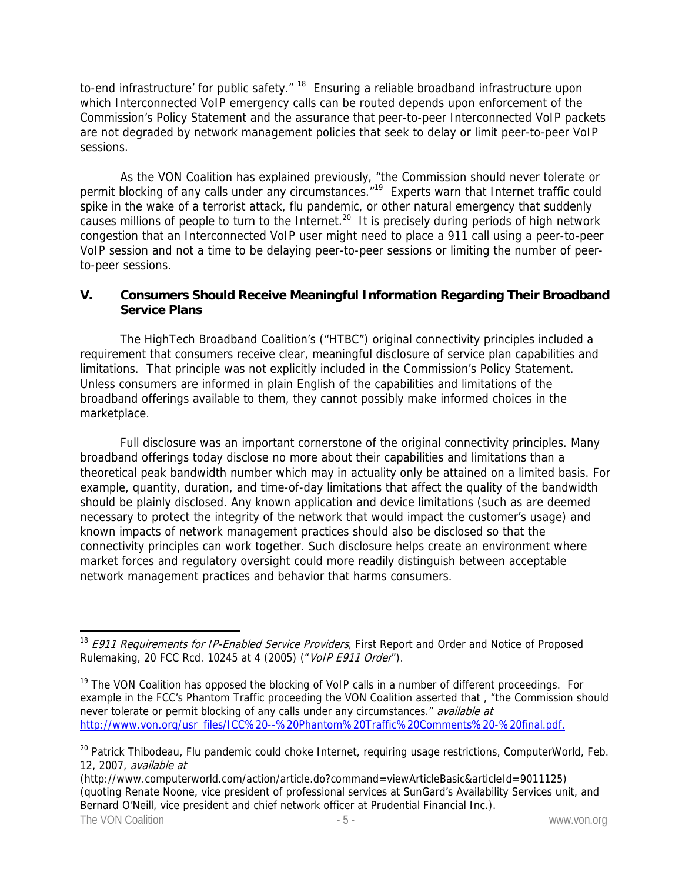to-end infrastructure' for public safety." [18] Ensuring a reliable broadband infrastructure upon which Interconnected VoIP emergency calls can be routed depends upon enforcement of the Commission's Policy Statement and the assurance that peer-to-peer Interconnected VoIP packets are not degraded by network management policies that seek to delay or limit peer-to-peer VoIP sessions.

As the VON Coalition has explained previously, "the Commission should never tolerate or permit blocking of any calls under any circumstances."[19] Experts warn that Internet traffic could spike in the wake of a terrorist attack, flu pandemic, or other natural emergency that suddenly causes millions of people to turn to the Internet.[20] It is precisely during periods of high network congestion that an Interconnected VoIP user might need to place a 911 call using a peer-to-peer VoIP session and not a time to be delaying peer-to-peer sessions or limiting the number of peer-to-peer sessions.

## V. Consumers Should Receive Meaningful Information Regarding Their Broadband Service Plans

The HighTech Broadband Coalition's ("HTBC") original connectivity principles included a requirement that consumers receive clear, meaningful disclosure of service plan capabilities and limitations. That principle was not explicitly included in the Commission's Policy Statement. Unless consumers are informed in plain English of the capabilities and limitations of the broadband offerings available to them, they cannot possibly make informed choices in the marketplace.

Full disclosure was an important cornerstone of the original connectivity principles. Many broadband offerings today disclose no more about their capabilities and limitations than a theoretical peak bandwidth number which may in actuality only be attained on a limited basis. For example, quantity, duration, and time-of-day limitations that affect the quality of the bandwidth should be plainly disclosed. Any known application and device limitations (such as are deemed necessary to protect the integrity of the network that would impact the customer's usage) and known impacts of network management practices should also be disclosed so that the connectivity principles can work together. Such disclosure helps create an environment where market forces and regulatory oversight could more readily distinguish between acceptable network management practices and behavior that harms consumers.

---

[18] *E911 Requirements for IP-Enabled Service Providers*, First Report and Order and Notice of Proposed Rulemaking, 20 FCC Rcd. 10245 at 4 (2005) ("*VoIP E911 Order*").

[19] The VON Coalition has opposed the blocking of VoIP calls in a number of different proceedings. For example in the FCC's Phantom Traffic proceeding the VON Coalition asserted that , "the Commission should never tolerate or permit blocking of any calls under any circumstances." *available at* http://www.von.org/usr_files/ICC%20--%20Phantom%20Traffic%20Comments%20-%20final.pdf.

[20] Patrick Thibodeau, Flu pandemic could choke Internet, requiring usage restrictions, ComputerWorld, Feb. 12, 2007, *available at* (http://www.computerworld.com/action/article.do?command=viewArticleBasic&articleId=9011125) (quoting Renate Noone, vice president of professional services at SunGard's Availability Services unit, and Bernard O'Neill, vice president and chief network officer at Prudential Financial Inc.).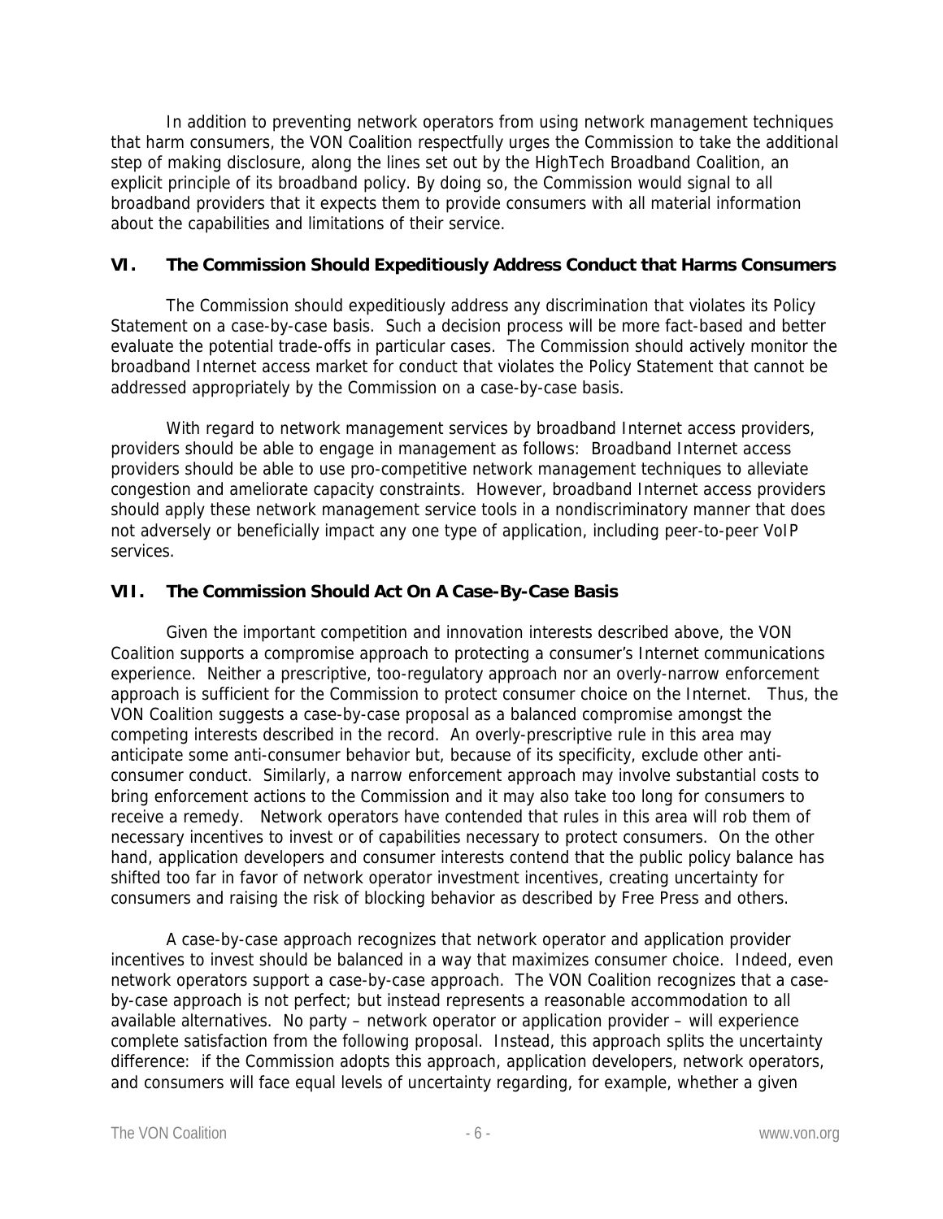In addition to preventing network operators from using network management techniques that harm consumers, the VON Coalition respectfully urges the Commission to take the additional step of making disclosure, along the lines set out by the HighTech Broadband Coalition, an explicit principle of its broadband policy. By doing so, the Commission would signal to all broadband providers that it expects them to provide consumers with all material information about the capabilities and limitations of their service.

## VI. The Commission Should Expeditiously Address Conduct that Harms Consumers

The Commission should expeditiously address any discrimination that violates its Policy Statement on a case-by-case basis. Such a decision process will be more fact-based and better evaluate the potential trade-offs in particular cases. The Commission should actively monitor the broadband Internet access market for conduct that violates the Policy Statement that cannot be addressed appropriately by the Commission on a case-by-case basis.

With regard to network management services by broadband Internet access providers, providers should be able to engage in management as follows: Broadband Internet access providers should be able to use pro-competitive network management techniques to alleviate congestion and ameliorate capacity constraints. However, broadband Internet access providers should apply these network management service tools in a nondiscriminatory manner that does not adversely or beneficially impact any one type of application, including peer-to-peer VoIP services.

## VII. The Commission Should Act On A Case-By-Case Basis

Given the important competition and innovation interests described above, the VON Coalition supports a compromise approach to protecting a consumer's Internet communications experience. Neither a prescriptive, too-regulatory approach nor an overly-narrow enforcement approach is sufficient for the Commission to protect consumer choice on the Internet. Thus, the VON Coalition suggests a case-by-case proposal as a balanced compromise amongst the competing interests described in the record. An overly-prescriptive rule in this area may anticipate some anti-consumer behavior but, because of its specificity, exclude other anti-consumer conduct. Similarly, a narrow enforcement approach may involve substantial costs to bring enforcement actions to the Commission and it may also take too long for consumers to receive a remedy. Network operators have contended that rules in this area will rob them of necessary incentives to invest or of capabilities necessary to protect consumers. On the other hand, application developers and consumer interests contend that the public policy balance has shifted too far in favor of network operator investment incentives, creating uncertainty for consumers and raising the risk of blocking behavior as described by Free Press and others.

A case-by-case approach recognizes that network operator and application provider incentives to invest should be balanced in a way that maximizes consumer choice. Indeed, even network operators support a case-by-case approach. The VON Coalition recognizes that a case-by-case approach is not perfect; but instead represents a reasonable accommodation to all available alternatives. No party – network operator or application provider – will experience complete satisfaction from the following proposal. Instead, this approach splits the uncertainty difference: if the Commission adopts this approach, application developers, network operators, and consumers will face equal levels of uncertainty regarding, for example, whether a given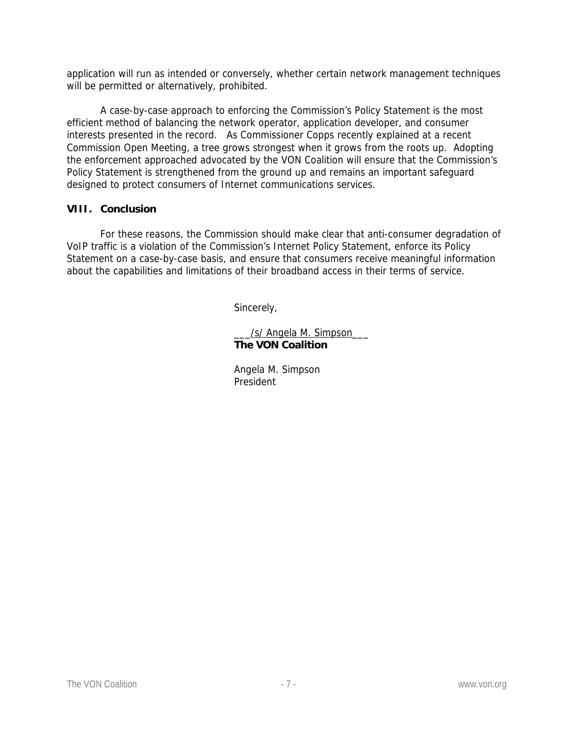application will run as intended or conversely, whether certain network management techniques will be permitted or alternatively, prohibited.

A case-by-case approach to enforcing the Commission's Policy Statement is the most efficient method of balancing the network operator, application developer, and consumer interests presented in the record. As Commissioner Copps recently explained at a recent Commission Open Meeting, a tree grows strongest when it grows from the roots up. Adopting the enforcement approached advocated by the VON Coalition will ensure that the Commission's Policy Statement is strengthened from the ground up and remains an important safeguard designed to protect consumers of Internet communications services.

## VIII. Conclusion

For these reasons, the Commission should make clear that anti-consumer degradation of VoIP traffic is a violation of the Commission's Internet Policy Statement, enforce its Policy Statement on a case-by-case basis, and ensure that consumers receive meaningful information about the capabilities and limitations of their broadband access in their terms of service.

Sincerely,

___/s/ Angela M. Simpson___
**The VON Coalition**

Angela M. Simpson
President